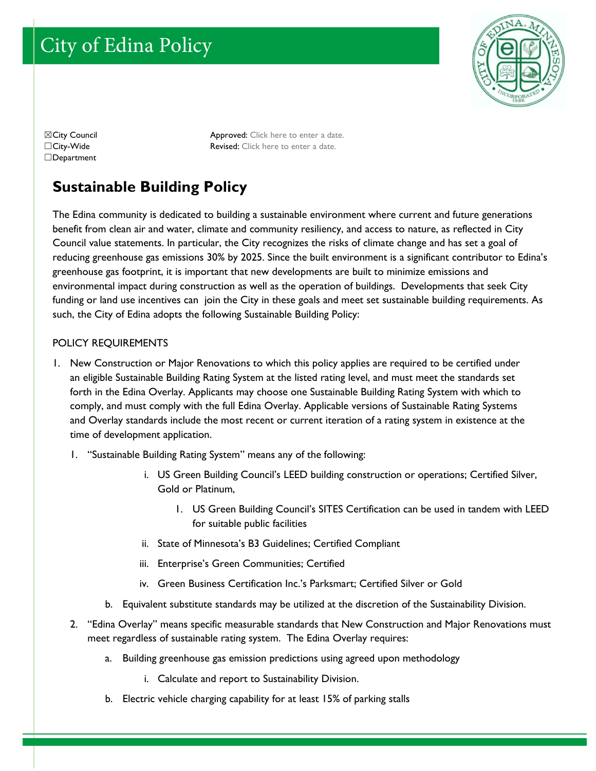# City of Edina Policy

☒City Council
☐City-Wide
☐Department

Approved: Click here to enter a date.
Revised: Click here to enter a date.

## Sustainable Building Policy

The Edina community is dedicated to building a sustainable environment where current and future generations benefit from clean air and water, climate and community resiliency, and access to nature, as reflected in City Council value statements. In particular, the City recognizes the risks of climate change and has set a goal of reducing greenhouse gas emissions 30% by 2025. Since the built environment is a significant contributor to Edina's greenhouse gas footprint, it is important that new developments are built to minimize emissions and environmental impact during construction as well as the operation of buildings. Developments that seek City funding or land use incentives can join the City in these goals and meet set sustainable building requirements. As such, the City of Edina adopts the following Sustainable Building Policy:

POLICY REQUIREMENTS

1. New Construction or Major Renovations to which this policy applies are required to be certified under an eligible Sustainable Building Rating System at the listed rating level, and must meet the standards set forth in the Edina Overlay. Applicants may choose one Sustainable Building Rating System with which to comply, and must comply with the full Edina Overlay. Applicable versions of Sustainable Rating Systems and Overlay standards include the most recent or current iteration of a rating system in existence at the time of development application.
   1. "Sustainable Building Rating System" means any of the following:
      - i. US Green Building Council's LEED building construction or operations; Certified Silver, Gold or Platinum,
        1. US Green Building Council's SITES Certification can be used in tandem with LEED for suitable public facilities
      - ii. State of Minnesota's B3 Guidelines; Certified Compliant
      - iii. Enterprise's Green Communities; Certified
      - iv. Green Business Certification Inc.'s Parksmart; Certified Silver or Gold
   
   b. Equivalent substitute standards may be utilized at the discretion of the Sustainability Division.
2. "Edina Overlay" means specific measurable standards that New Construction and Major Renovations must meet regardless of sustainable rating system. The Edina Overlay requires:
   
   a. Building greenhouse gas emission predictions using agreed upon methodology
      - i. Calculate and report to Sustainability Division.
   
   b. Electric vehicle charging capability for at least 15% of parking stalls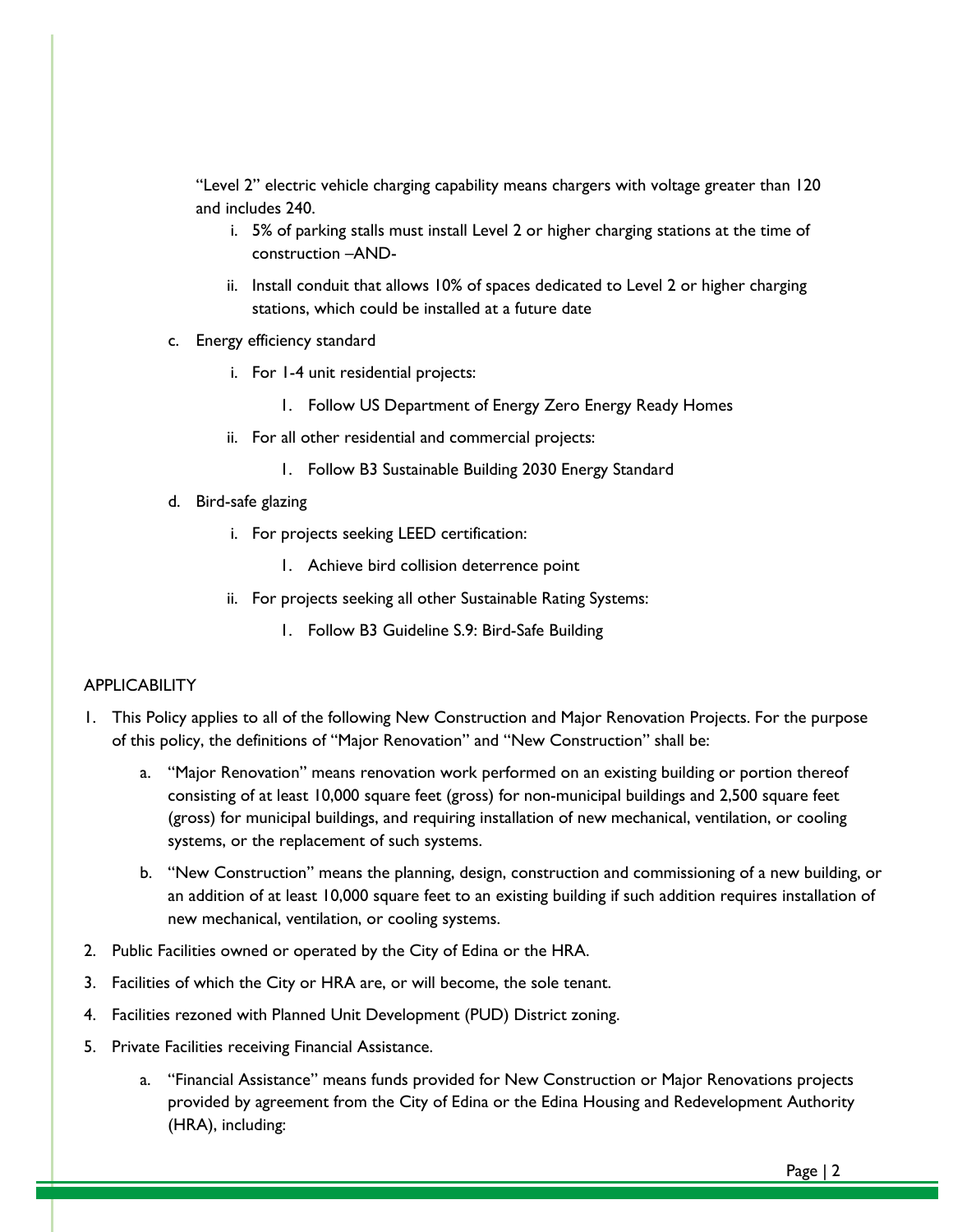"Level 2" electric vehicle charging capability means chargers with voltage greater than 120 and includes 240.

i. 5% of parking stalls must install Level 2 or higher charging stations at the time of construction –AND-

ii. Install conduit that allows 10% of spaces dedicated to Level 2 or higher charging stations, which could be installed at a future date

c. Energy efficiency standard

i. For 1-4 unit residential projects:

1. Follow US Department of Energy Zero Energy Ready Homes

ii. For all other residential and commercial projects:

1. Follow B3 Sustainable Building 2030 Energy Standard

d. Bird-safe glazing

i. For projects seeking LEED certification:

1. Achieve bird collision deterrence point

ii. For projects seeking all other Sustainable Rating Systems:

1. Follow B3 Guideline S.9: Bird-Safe Building

APPLICABILITY

1. This Policy applies to all of the following New Construction and Major Renovation Projects. For the purpose of this policy, the definitions of "Major Renovation" and "New Construction" shall be:

   a. "Major Renovation" means renovation work performed on an existing building or portion thereof consisting of at least 10,000 square feet (gross) for non-municipal buildings and 2,500 square feet (gross) for municipal buildings, and requiring installation of new mechanical, ventilation, or cooling systems, or the replacement of such systems.

   b. "New Construction" means the planning, design, construction and commissioning of a new building, or an addition of at least 10,000 square feet to an existing building if such addition requires installation of new mechanical, ventilation, or cooling systems.

2. Public Facilities owned or operated by the City of Edina or the HRA.

3. Facilities of which the City or HRA are, or will become, the sole tenant.

4. Facilities rezoned with Planned Unit Development (PUD) District zoning.

5. Private Facilities receiving Financial Assistance.

   a. "Financial Assistance" means funds provided for New Construction or Major Renovations projects provided by agreement from the City of Edina or the Edina Housing and Redevelopment Authority (HRA), including: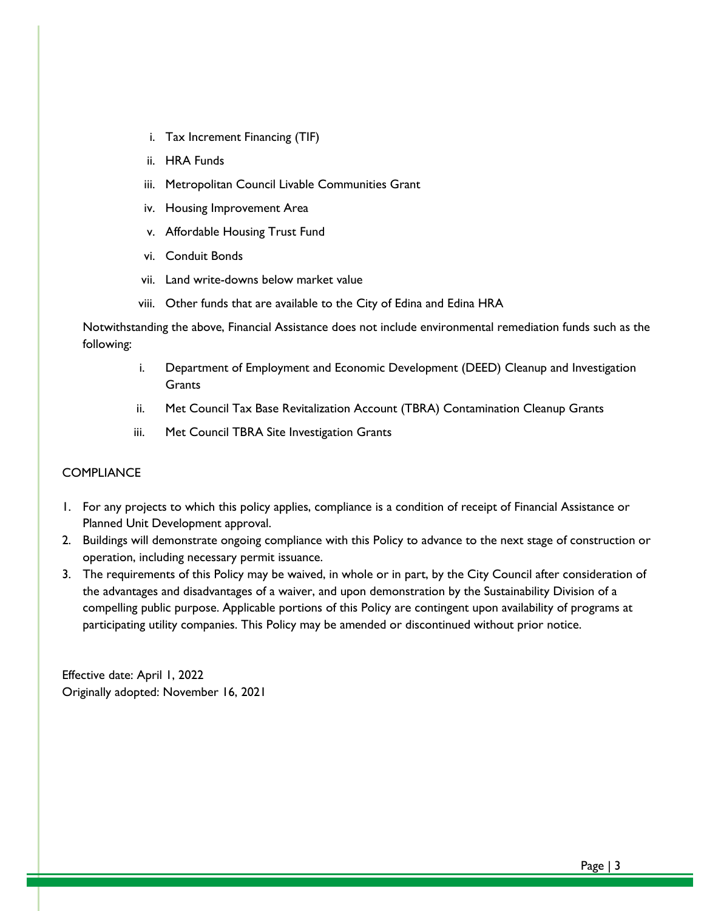i. Tax Increment Financing (TIF)
ii. HRA Funds
iii. Metropolitan Council Livable Communities Grant
iv. Housing Improvement Area
v. Affordable Housing Trust Fund
vi. Conduit Bonds
vii. Land write-downs below market value
viii. Other funds that are available to the City of Edina and Edina HRA

Notwithstanding the above, Financial Assistance does not include environmental remediation funds such as the following:

i. Department of Employment and Economic Development (DEED) Cleanup and Investigation Grants
ii. Met Council Tax Base Revitalization Account (TBRA) Contamination Cleanup Grants
iii. Met Council TBRA Site Investigation Grants

COMPLIANCE

1. For any projects to which this policy applies, compliance is a condition of receipt of Financial Assistance or Planned Unit Development approval.
2. Buildings will demonstrate ongoing compliance with this Policy to advance to the next stage of construction or operation, including necessary permit issuance.
3. The requirements of this Policy may be waived, in whole or in part, by the City Council after consideration of the advantages and disadvantages of a waiver, and upon demonstration by the Sustainability Division of a compelling public purpose. Applicable portions of this Policy are contingent upon availability of programs at participating utility companies. This Policy may be amended or discontinued without prior notice.

Effective date: April 1, 2022
Originally adopted: November 16, 2021